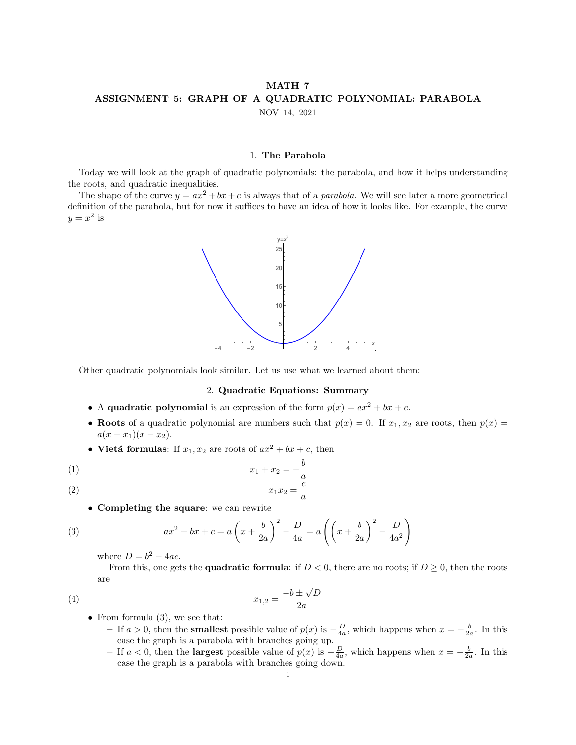# MATH 7
## ASSIGNMENT 5: GRAPH OF A QUADRATIC POLYNOMIAL: PARABOLA

NOV 14, 2021

### 1. The Parabola

Today we will look at the graph of quadratic polynomials: the parabola, and how it helps understanding the roots, and quadratic inequalities.

The shape of the curve $y = ax^2 + bx + c$ is always that of a *parabola*. We will see later a more geometrical definition of the parabola, but for now it suffices to have an idea of how it looks like. For example, the curve $y = x^2$ is

Other quadratic polynomials look similar. Let us use what we learned about them:

### 2. Quadratic Equations: Summary

- A **quadratic polynomial** is an expression of the form $p(x) = ax^2 + bx + c$.
- **Roots** of a quadratic polynomial are numbers such that $p(x) = 0$. If $x_1, x_2$ are roots, then $p(x) = a(x - x_1)(x - x_2)$.
- **Vietá formulas**: If $x_1, x_2$ are roots of $ax^2 + bx + c$, then

$$x_1 + x_2 = -\frac{b}{a} \tag{1}$$

$$x_1 x_2 = \frac{c}{a} \tag{2}$$

- **Completing the square**: we can rewrite

$$ax^2 + bx + c = a\left(x + \frac{b}{2a}\right)^2 - \frac{D}{4a} = a\left(\left(x + \frac{b}{2a}\right)^2 - \frac{D}{4a^2}\right) \tag{3}$$

  where $D = b^2 - 4ac$.

  From this, one gets the **quadratic formula**: if $D < 0$, there are no roots; if $D \geq 0$, then the roots are

$$x_{1,2} = \frac{-b \pm \sqrt{D}}{2a} \tag{4}$$

- From formula (3), we see that:
  - If $a > 0$, then the **smallest** possible value of $p(x)$ is $-\frac{D}{4a}$, which happens when $x = -\frac{b}{2a}$. In this case the graph is a parabola with branches going up.
  - If $a < 0$, then the **largest** possible value of $p(x)$ is $-\frac{D}{4a}$, which happens when $x = -\frac{b}{2a}$. In this case the graph is a parabola with branches going down.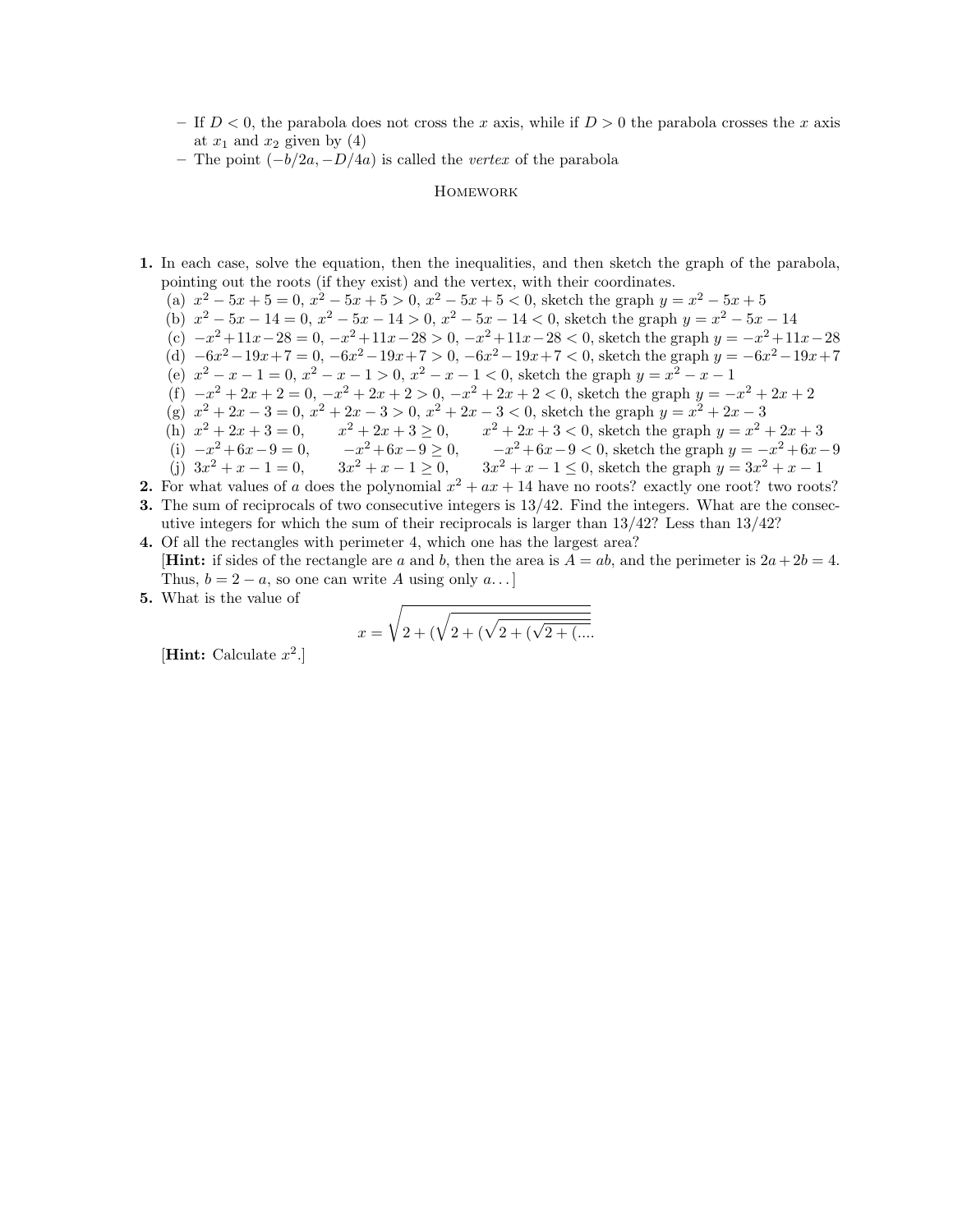- If $D < 0$, the parabola does not cross the $x$ axis, while if $D > 0$ the parabola crosses the $x$ axis at $x_1$ and $x_2$ given by (4)
- The point $(-b/2a, -D/4a)$ is called the *vertex* of the parabola

## Homework

**1.** In each case, solve the equation, then the inequalities, and then sketch the graph of the parabola, pointing out the roots (if they exist) and the vertex, with their coordinates.

(a) $x^2 - 5x + 5 = 0$, $x^2 - 5x + 5 > 0$, $x^2 - 5x + 5 < 0$, sketch the graph $y = x^2 - 5x + 5$

(b) $x^2 - 5x - 14 = 0$, $x^2 - 5x - 14 > 0$, $x^2 - 5x - 14 < 0$, sketch the graph $y = x^2 - 5x - 14$

(c) $-x^2 + 11x - 28 = 0$, $-x^2 + 11x - 28 > 0$, $-x^2 + 11x - 28 < 0$, sketch the graph $y = -x^2 + 11x - 28$

(d) $-6x^2 - 19x + 7 = 0$, $-6x^2 - 19x + 7 > 0$, $-6x^2 - 19x + 7 < 0$, sketch the graph $y = -6x^2 - 19x + 7$

(e) $x^2 - x - 1 = 0$, $x^2 - x - 1 > 0$, $x^2 - x - 1 < 0$, sketch the graph $y = x^2 - x - 1$

(f) $-x^2 + 2x + 2 = 0$, $-x^2 + 2x + 2 > 0$, $-x^2 + 2x + 2 < 0$, sketch the graph $y = -x^2 + 2x + 2$

(g) $x^2 + 2x - 3 = 0$, $x^2 + 2x - 3 > 0$, $x^2 + 2x - 3 < 0$, sketch the graph $y = x^2 + 2x - 3$

(h) $x^2 + 2x + 3 = 0$, $x^2 + 2x + 3 \geq 0$, $x^2 + 2x + 3 < 0$, sketch the graph $y = x^2 + 2x + 3$

(i) $-x^2 + 6x - 9 = 0$, $-x^2 + 6x - 9 \geq 0$, $-x^2 + 6x - 9 < 0$, sketch the graph $y = -x^2 + 6x - 9$

(j) $3x^2 + x - 1 = 0$, $3x^2 + x - 1 \geq 0$, $3x^2 + x - 1 \leq 0$, sketch the graph $y = 3x^2 + x - 1$

**2.** For what values of $a$ does the polynomial $x^2 + ax + 14$ have no roots? exactly one root? two roots?

**3.** The sum of reciprocals of two consecutive integers is $13/42$. Find the integers. What are the consecutive integers for which the sum of their reciprocals is larger than $13/42$? Less than $13/42$?

**4.** Of all the rectangles with perimeter 4, which one has the largest area?
[**Hint:** if sides of the rectangle are $a$ and $b$, then the area is $A = ab$, and the perimeter is $2a + 2b = 4$. Thus, $b = 2 - a$, so one can write $A$ using only $a$...]

**5.** What is the value of

$$x = \sqrt{2 + (\sqrt{2 + (\sqrt{2 + (\sqrt{2 + (....}}}}$$

[**Hint:** Calculate $x^2$.]